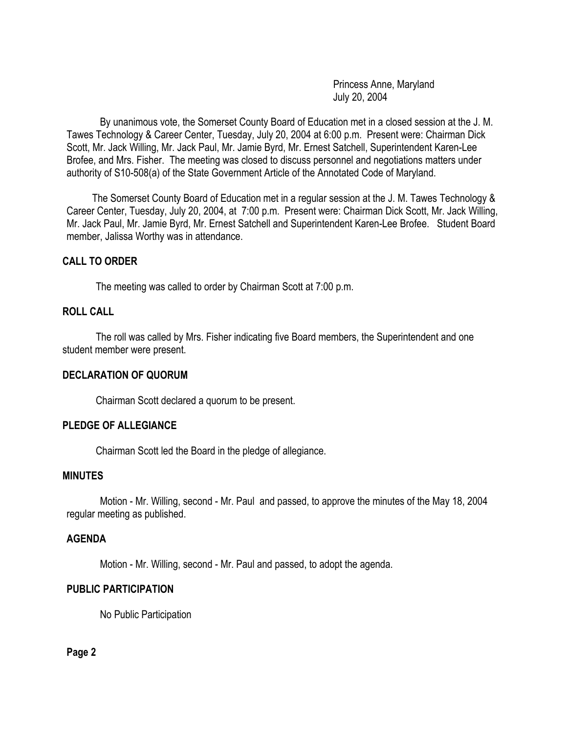Princess Anne, Maryland
July 20, 2004

By unanimous vote, the Somerset County Board of Education met in a closed session at the J. M. Tawes Technology & Career Center, Tuesday, July 20, 2004 at 6:00 p.m. Present were: Chairman Dick Scott, Mr. Jack Willing, Mr. Jack Paul, Mr. Jamie Byrd, Mr. Ernest Satchell, Superintendent Karen-Lee Brofee, and Mrs. Fisher. The meeting was closed to discuss personnel and negotiations matters under authority of S10-508(a) of the State Government Article of the Annotated Code of Maryland.

The Somerset County Board of Education met in a regular session at the J. M. Tawes Technology & Career Center, Tuesday, July 20, 2004, at 7:00 p.m. Present were: Chairman Dick Scott, Mr. Jack Willing, Mr. Jack Paul, Mr. Jamie Byrd, Mr. Ernest Satchell and Superintendent Karen-Lee Brofee. Student Board member, Jalissa Worthy was in attendance.

**CALL TO ORDER**

The meeting was called to order by Chairman Scott at 7:00 p.m.

**ROLL CALL**

The roll was called by Mrs. Fisher indicating five Board members, the Superintendent and one student member were present.

**DECLARATION OF QUORUM**

Chairman Scott declared a quorum to be present.

**PLEDGE OF ALLEGIANCE**

Chairman Scott led the Board in the pledge of allegiance.

**MINUTES**

Motion - Mr. Willing, second - Mr. Paul and passed, to approve the minutes of the May 18, 2004 regular meeting as published.

**AGENDA**

Motion - Mr. Willing, second - Mr. Paul and passed, to adopt the agenda.

**PUBLIC PARTICIPATION**

No Public Participation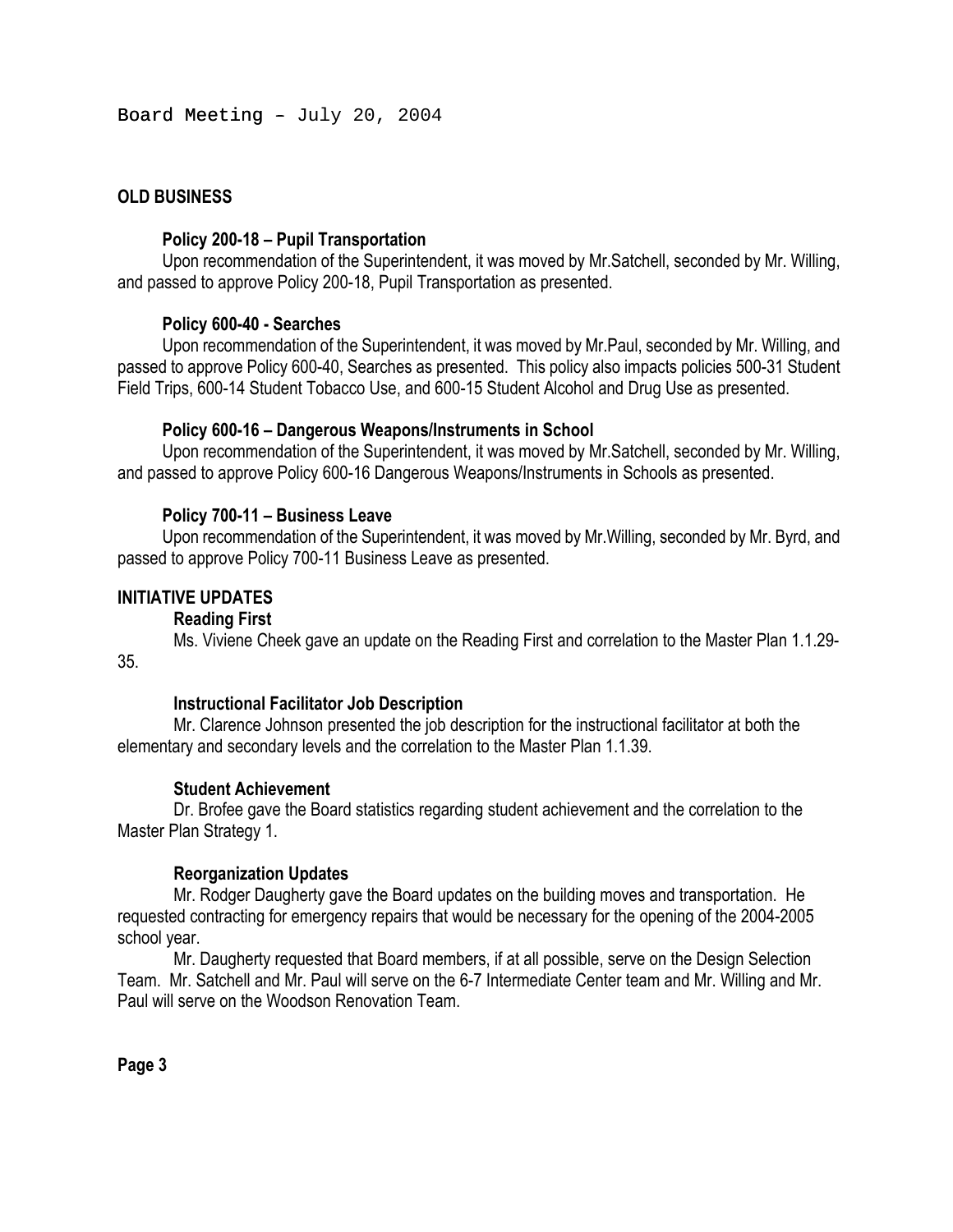Board Meeting – July 20, 2004

## OLD BUSINESS

### Policy 200-18 – Pupil Transportation

Upon recommendation of the Superintendent, it was moved by Mr.Satchell, seconded by Mr. Willing, and passed to approve Policy 200-18, Pupil Transportation as presented.

### Policy 600-40 - Searches

Upon recommendation of the Superintendent, it was moved by Mr.Paul, seconded by Mr. Willing, and passed to approve Policy 600-40, Searches as presented. This policy also impacts policies 500-31 Student Field Trips, 600-14 Student Tobacco Use, and 600-15 Student Alcohol and Drug Use as presented.

### Policy 600-16 – Dangerous Weapons/Instruments in School

Upon recommendation of the Superintendent, it was moved by Mr.Satchell, seconded by Mr. Willing, and passed to approve Policy 600-16 Dangerous Weapons/Instruments in Schools as presented.

### Policy 700-11 – Business Leave

Upon recommendation of the Superintendent, it was moved by Mr.Willing, seconded by Mr. Byrd, and passed to approve Policy 700-11 Business Leave as presented.

## INITIATIVE UPDATES

### Reading First

Ms. Viviene Cheek gave an update on the Reading First and correlation to the Master Plan 1.1.29-35.

### Instructional Facilitator Job Description

Mr. Clarence Johnson presented the job description for the instructional facilitator at both the elementary and secondary levels and the correlation to the Master Plan 1.1.39.

### Student Achievement

Dr. Brofee gave the Board statistics regarding student achievement and the correlation to the Master Plan Strategy 1.

### Reorganization Updates

Mr. Rodger Daugherty gave the Board updates on the building moves and transportation. He requested contracting for emergency repairs that would be necessary for the opening of the 2004-2005 school year.

Mr. Daugherty requested that Board members, if at all possible, serve on the Design Selection Team. Mr. Satchell and Mr. Paul will serve on the 6-7 Intermediate Center team and Mr. Willing and Mr. Paul will serve on the Woodson Renovation Team.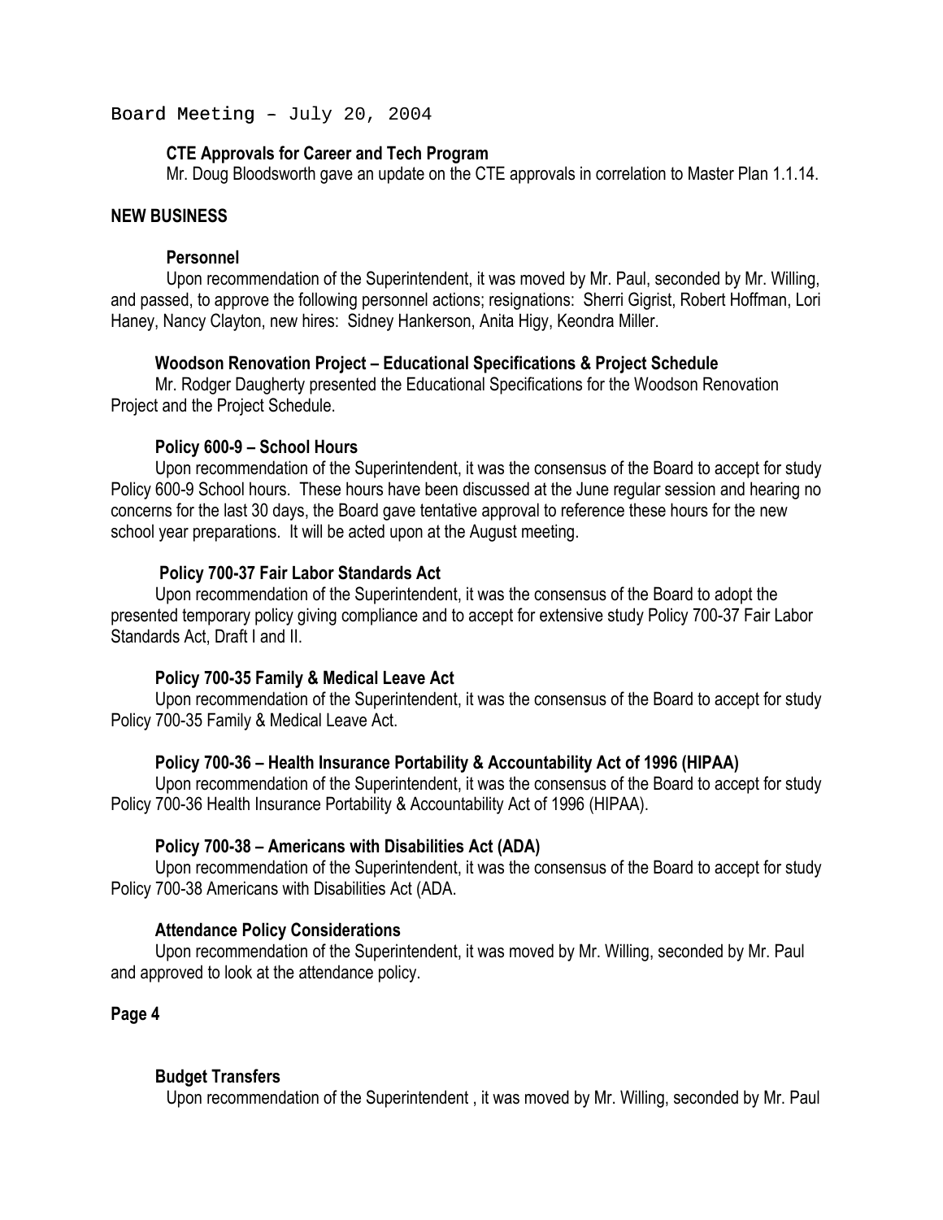Board Meeting – July 20, 2004

**CTE Approvals for Career and Tech Program**

Mr. Doug Bloodsworth gave an update on the CTE approvals in correlation to Master Plan 1.1.14.

## NEW BUSINESS

**Personnel**

Upon recommendation of the Superintendent, it was moved by Mr. Paul, seconded by Mr. Willing, and passed, to approve the following personnel actions; resignations: Sherri Gigrist, Robert Hoffman, Lori Haney, Nancy Clayton, new hires: Sidney Hankerson, Anita Higy, Keondra Miller.

**Woodson Renovation Project – Educational Specifications & Project Schedule**

Mr. Rodger Daugherty presented the Educational Specifications for the Woodson Renovation Project and the Project Schedule.

**Policy 600-9 – School Hours**

Upon recommendation of the Superintendent, it was the consensus of the Board to accept for study Policy 600-9 School hours. These hours have been discussed at the June regular session and hearing no concerns for the last 30 days, the Board gave tentative approval to reference these hours for the new school year preparations. It will be acted upon at the August meeting.

**Policy 700-37 Fair Labor Standards Act**

Upon recommendation of the Superintendent, it was the consensus of the Board to adopt the presented temporary policy giving compliance and to accept for extensive study Policy 700-37 Fair Labor Standards Act, Draft I and II.

**Policy 700-35 Family & Medical Leave Act**

Upon recommendation of the Superintendent, it was the consensus of the Board to accept for study Policy 700-35 Family & Medical Leave Act.

**Policy 700-36 – Health Insurance Portability & Accountability Act of 1996 (HIPAA)**

Upon recommendation of the Superintendent, it was the consensus of the Board to accept for study Policy 700-36 Health Insurance Portability & Accountability Act of 1996 (HIPAA).

**Policy 700-38 – Americans with Disabilities Act (ADA)**

Upon recommendation of the Superintendent, it was the consensus of the Board to accept for study Policy 700-38 Americans with Disabilities Act (ADA.

**Attendance Policy Considerations**

Upon recommendation of the Superintendent, it was moved by Mr. Willing, seconded by Mr. Paul and approved to look at the attendance policy.

**Page 4**

**Budget Transfers**

Upon recommendation of the Superintendent , it was moved by Mr. Willing, seconded by Mr. Paul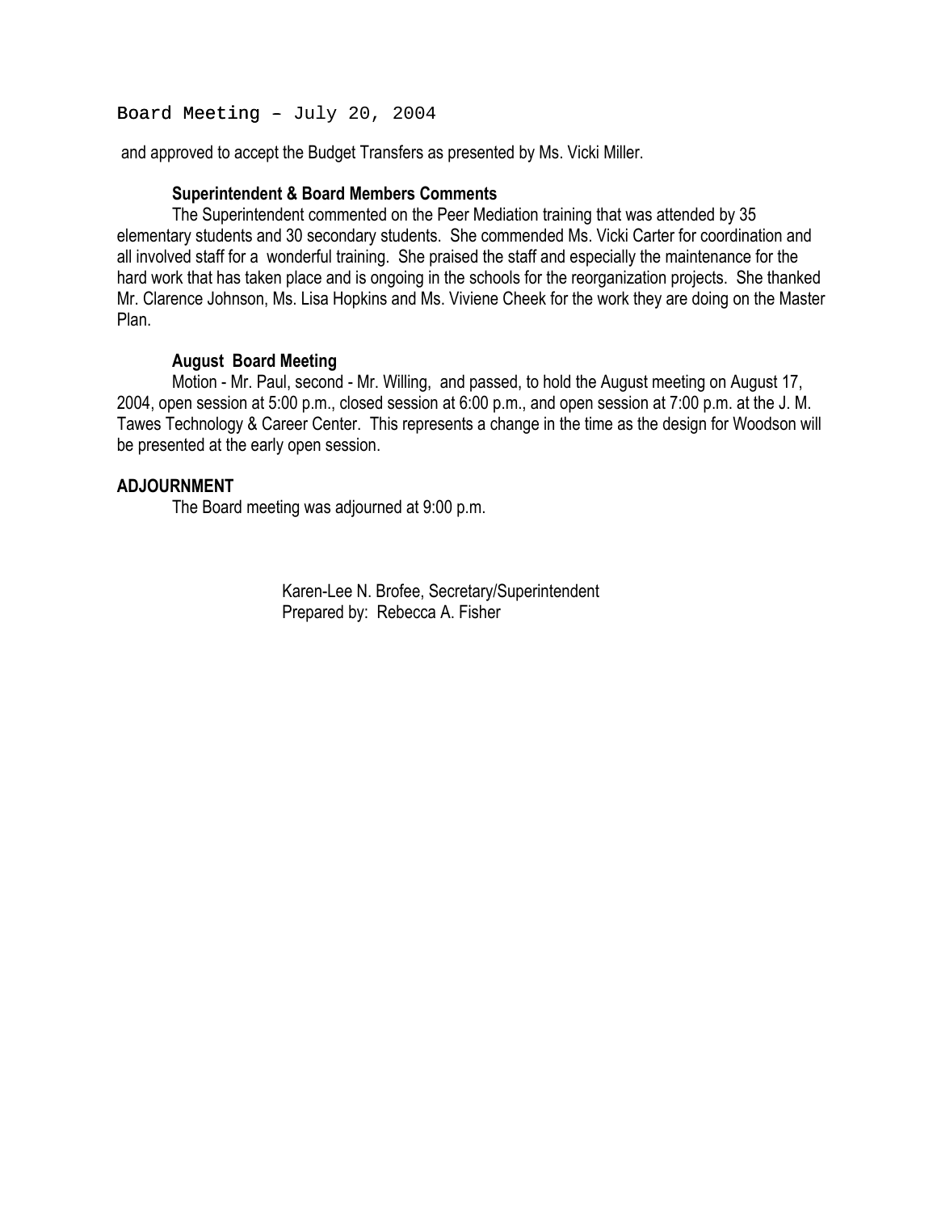and approved to accept the Budget Transfers as presented by Ms. Vicki Miller.

**Superintendent & Board Members Comments**

The Superintendent commented on the Peer Mediation training that was attended by 35 elementary students and 30 secondary students. She commended Ms. Vicki Carter for coordination and all involved staff for a wonderful training. She praised the staff and especially the maintenance for the hard work that has taken place and is ongoing in the schools for the reorganization projects. She thanked Mr. Clarence Johnson, Ms. Lisa Hopkins and Ms. Viviene Cheek for the work they are doing on the Master Plan.

**August Board Meeting**

Motion - Mr. Paul, second - Mr. Willing, and passed, to hold the August meeting on August 17, 2004, open session at 5:00 p.m., closed session at 6:00 p.m., and open session at 7:00 p.m. at the J. M. Tawes Technology & Career Center. This represents a change in the time as the design for Woodson will be presented at the early open session.

**ADJOURNMENT**

The Board meeting was adjourned at 9:00 p.m.

Karen-Lee N. Brofee, Secretary/Superintendent
Prepared by: Rebecca A. Fisher